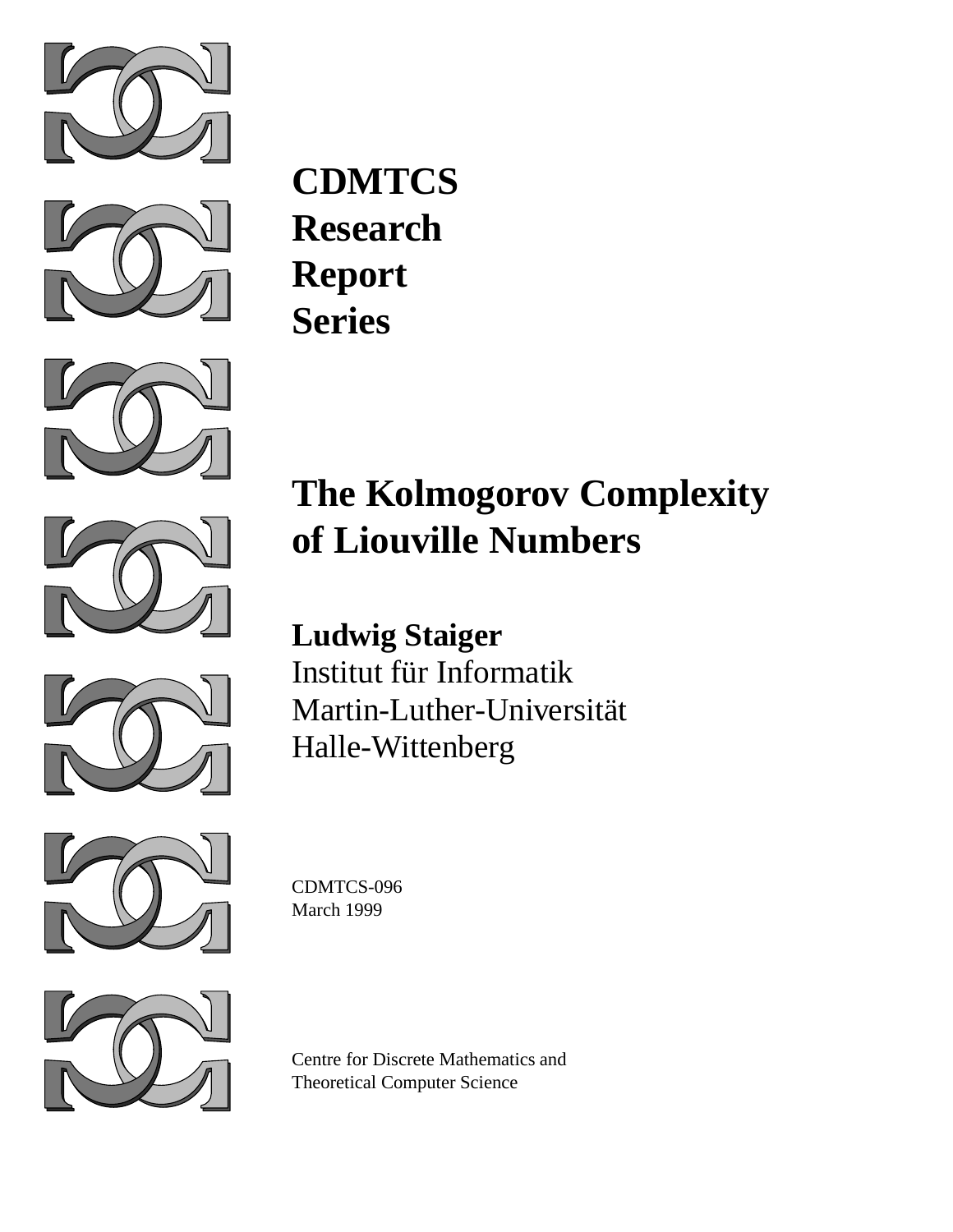**CDMTCS**
**Research**
**Report**
**Series**

# The Kolmogorov Complexity of Liouville Numbers

**Ludwig Staiger**
Institut für Informatik
Martin-Luther-Universität
Halle-Wittenberg

CDMTCS-096
March 1999

Centre for Discrete Mathematics and
Theoretical Computer Science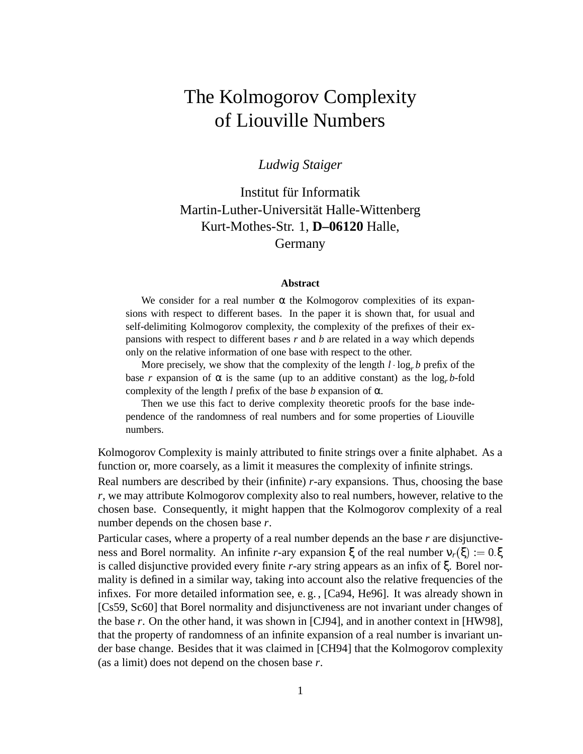# The Kolmogorov Complexity of Liouville Numbers

*Ludwig Staiger*

Institut für Informatik
Martin-Luther-Universität Halle-Wittenberg
Kurt-Mothes-Str. 1, **D–06120** Halle,
Germany

**Abstract**

We consider for a real number $\alpha$ the Kolmogorov complexities of its expansions with respect to different bases. In the paper it is shown that, for usual and self-delimiting Kolmogorov complexity, the complexity of the prefixes of their expansions with respect to different bases $r$ and $b$ are related in a way which depends only on the relative information of one base with respect to the other.

More precisely, we show that the complexity of the length $l \cdot \log_r b$ prefix of the base $r$ expansion of $\alpha$ is the same (up to an additive constant) as the $\log_r b$-fold complexity of the length $l$ prefix of the base $b$ expansion of $\alpha$.

Then we use this fact to derive complexity theoretic proofs for the base independence of the randomness of real numbers and for some properties of Liouville numbers.

Kolmogorov Complexity is mainly attributed to finite strings over a finite alphabet. As a function or, more coarsely, as a limit it measures the complexity of infinite strings.

Real numbers are described by their (infinite) $r$-ary expansions. Thus, choosing the base $r$, we may attribute Kolmogorov complexity also to real numbers, however, relative to the chosen base. Consequently, it might happen that the Kolmogorov complexity of a real number depends on the chosen base $r$.

Particular cases, where a property of a real number depends an the base $r$ are disjunctiveness and Borel normality. An infinite $r$-ary expansion $\xi$ of the real number $\nu_r(\xi) := 0.\xi$ is called disjunctive provided every finite $r$-ary string appears as an infix of $\xi$. Borel normality is defined in a similar way, taking into account also the relative frequencies of the infixes. For more detailed information see, e. g. , [Ca94, He96]. It was already shown in [Cs59, Sc60] that Borel normality and disjunctiveness are not invariant under changes of the base $r$. On the other hand, it was shown in [CJ94], and in another context in [HW98], that the property of randomness of an infinite expansion of a real number is invariant under base change. Besides that it was claimed in [CH94] that the Kolmogorov complexity (as a limit) does not depend on the chosen base $r$.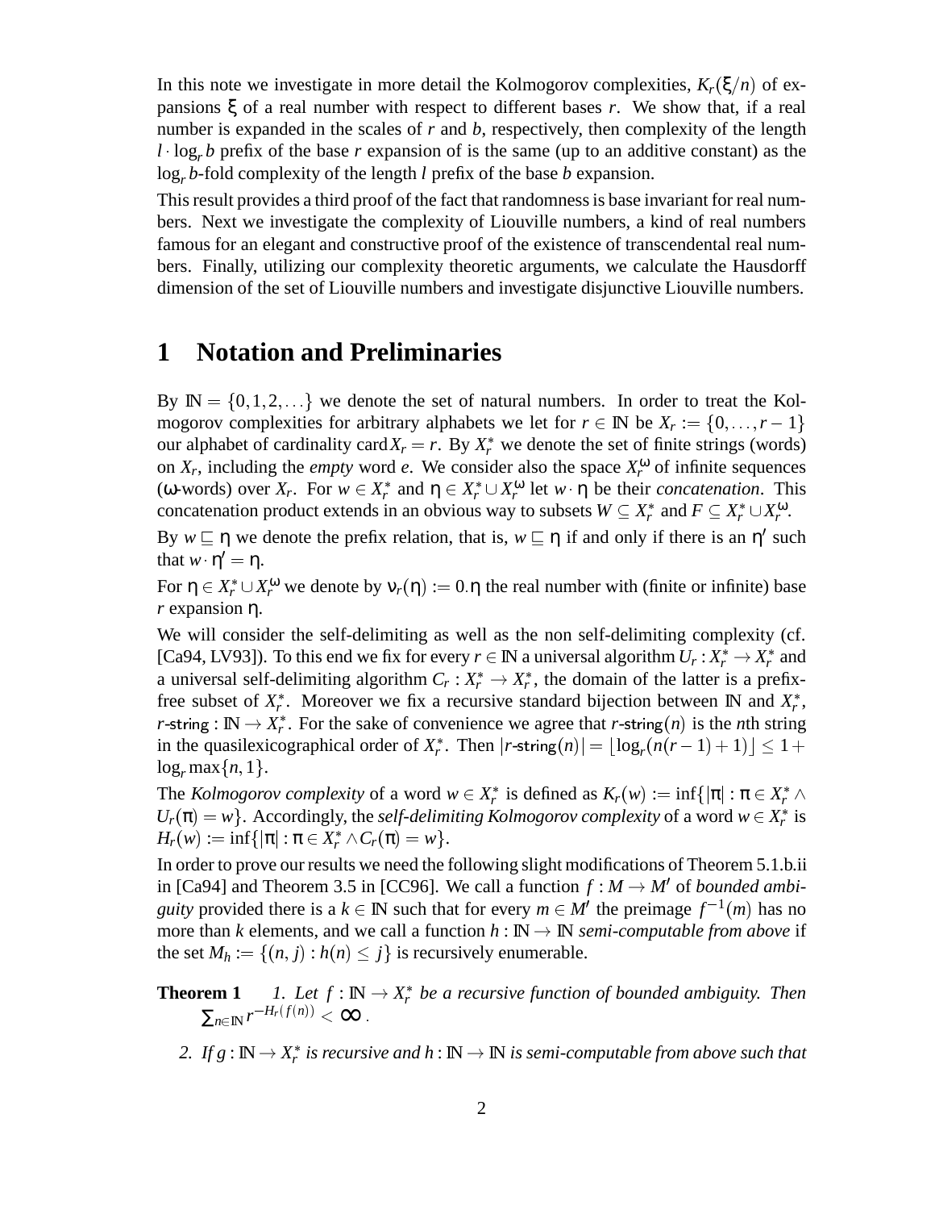In this note we investigate in more detail the Kolmogorov complexities, $K_r(\xi/n)$ of expansions $\xi$ of a real number with respect to different bases $r$. We show that, if a real number is expanded in the scales of $r$ and $b$, respectively, then complexity of the length $l \cdot \log_r b$ prefix of the base $r$ expansion of is the same (up to an additive constant) as the $\log_r b$-fold complexity of the length $l$ prefix of the base $b$ expansion.

This result provides a third proof of the fact that randomness is base invariant for real numbers. Next we investigate the complexity of Liouville numbers, a kind of real numbers famous for an elegant and constructive proof of the existence of transcendental real numbers. Finally, utilizing our complexity theoretic arguments, we calculate the Hausdorff dimension of the set of Liouville numbers and investigate disjunctive Liouville numbers.

# 1 Notation and Preliminaries

By $\mathbb{N} = \{0,1,2,\ldots\}$ we denote the set of natural numbers. In order to treat the Kolmogorov complexities for arbitrary alphabets we let for $r \in \mathbb{N}$ be $X_r := \{0,\ldots,r-1\}$ our alphabet of cardinality $\operatorname{card} X_r = r$. By $X_r^*$ we denote the set of finite strings (words) on $X_r$, including the *empty* word $e$. We consider also the space $X_r^\omega$ of infinite sequences ($\omega$-words) over $X_r$. For $w \in X_r^*$ and $\eta \in X_r^* \cup X_r^\omega$ let $w \cdot \eta$ be their *concatenation*. This concatenation product extends in an obvious way to subsets $W \subseteq X_r^*$ and $F \subseteq X_r^* \cup X_r^\omega$.

By $w \sqsubseteq \eta$ we denote the prefix relation, that is, $w \sqsubseteq \eta$ if and only if there is an $\eta'$ such that $w \cdot \eta' = \eta$.

For $\eta \in X_r^* \cup X_r^\omega$ we denote by $\nu_r(\eta) := 0.\eta$ the real number with (finite or infinite) base $r$ expansion $\eta$.

We will consider the self-delimiting as well as the non self-delimiting complexity (cf. [Ca94, LV93]). To this end we fix for every $r \in \mathbb{N}$ a universal algorithm $U_r : X_r^* \to X_r^*$ and a universal self-delimiting algorithm $C_r : X_r^* \to X_r^*$, the domain of the latter is a prefix-free subset of $X_r^*$. Moreover we fix a recursive standard bijection between $\mathbb{N}$ and $X_r^*$, $r\text{-string} : \mathbb{N} \to X_r^*$. For the sake of convenience we agree that $r\text{-string}(n)$ is the $n$th string in the quasilexicographical order of $X_r^*$. Then $|r\text{-string}(n)| = \lfloor \log_r(n(r-1)+1) \rfloor \leq 1 + \log_r \max\{n,1\}$.

The *Kolmogorov complexity* of a word $w \in X_r^*$ is defined as $K_r(w) := \inf\{|\pi| : \pi \in X_r^* \wedge U_r(\pi) = w\}$. Accordingly, the *self-delimiting Kolmogorov complexity* of a word $w \in X_r^*$ is $H_r(w) := \inf\{|\pi| : \pi \in X_r^* \wedge C_r(\pi) = w\}$.

In order to prove our results we need the following slight modifications of Theorem 5.1.b.ii in [Ca94] and Theorem 3.5 in [CC96]. We call a function $f : M \to M'$ of *bounded ambiguity* provided there is a $k \in \mathbb{N}$ such that for every $m \in M'$ the preimage $f^{-1}(m)$ has no more than $k$ elements, and we call a function $h : \mathbb{N} \to \mathbb{N}$ *semi-computable from above* if the set $M_h := \{(n,j) : h(n) \leq j\}$ is recursively enumerable.

**Theorem 1** *1. Let $f : \mathbb{N} \to X_r^*$ be a recursive function of bounded ambiguity. Then $\sum_{n \in \mathbb{N}} r^{-H_r(f(n))} < \infty$.*

*2. If $g : \mathbb{N} \to X_r^*$ is recursive and $h : \mathbb{N} \to \mathbb{N}$ is semi-computable from above such that*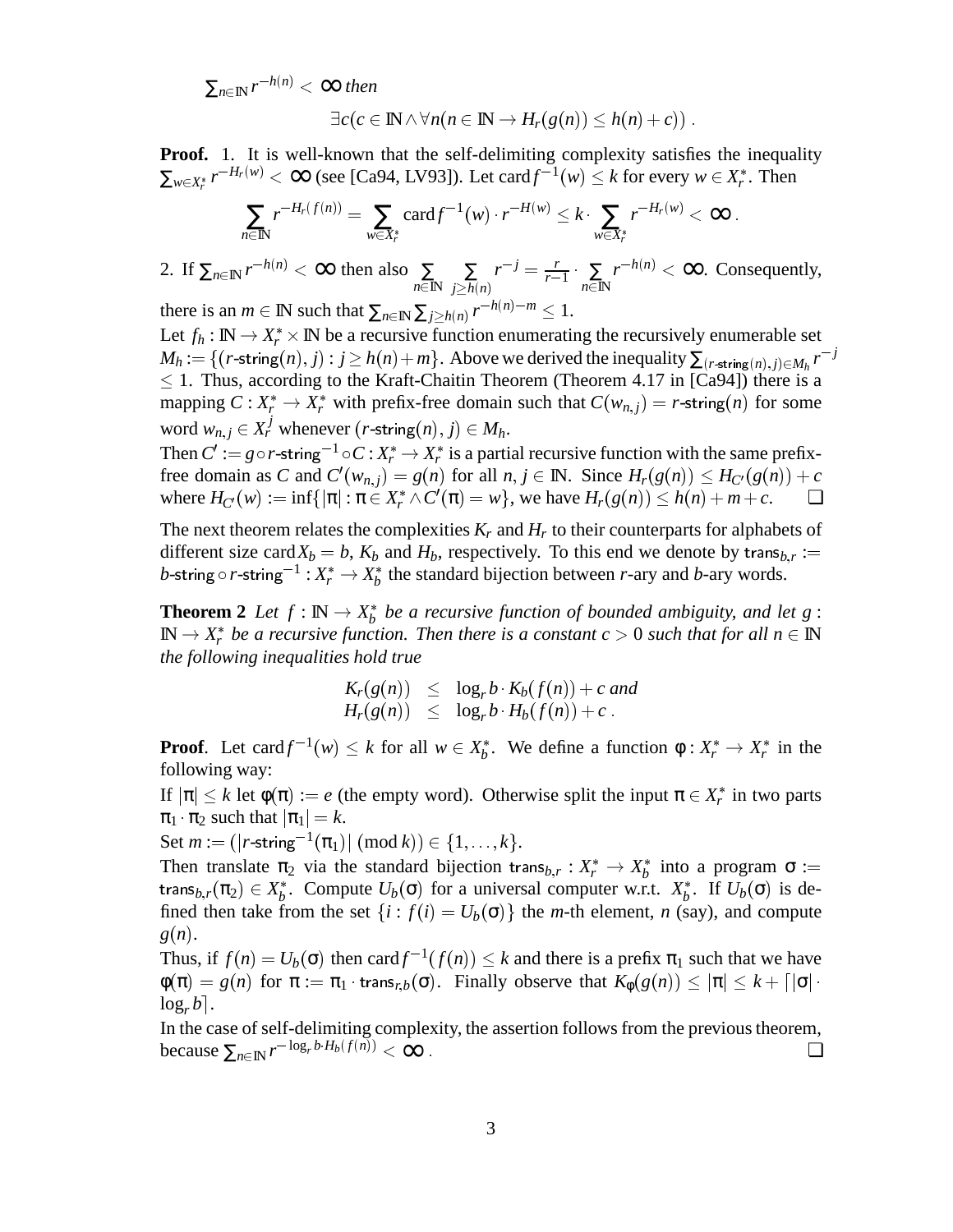$\sum_{n\in\mathbb{N}} r^{-h(n)} < \infty$ *then*

$$\exists c(c \in \mathbb{N} \wedge \forall n(n \in \mathbb{N} \rightarrow H_r(g(n)) \leq h(n) + c))\ .$$

**Proof.** 1. It is well-known that the self-delimiting complexity satisfies the inequality $\sum_{w\in X_r^*} r^{-H_r(w)} < \infty$ (see [Ca94, LV93]). Let $\operatorname{card} f^{-1}(w) \leq k$ for every $w \in X_r^*$. Then

$$\sum_{n\in\mathbb{N}} r^{-H_r(f(n))} = \sum_{w\in X_r^*} \operatorname{card} f^{-1}(w) \cdot r^{-H(w)} \leq k \cdot \sum_{w\in X_r^*} r^{-H_r(w)} < \infty\ .$$

2. If $\sum_{n\in\mathbb{N}} r^{-h(n)} < \infty$ then also $\sum_{n\in\mathbb{N}} \sum_{j\geq h(n)} r^{-j} = \frac{r}{r-1} \cdot \sum_{n\in\mathbb{N}} r^{-h(n)} < \infty$. Consequently, there is an $m \in \mathbb{N}$ such that $\sum_{n\in\mathbb{N}} \sum_{j\geq h(n)} r^{-h(n)-m} \leq 1$.

Let $f_h : \mathbb{N} \rightarrow X_r^* \times \mathbb{N}$ be a recursive function enumerating the recursively enumerable set $M_h := \{(r\text{-string}(n), j) : j \geq h(n) + m\}$. Above we derived the inequality $\sum_{(r\text{-string}(n),j)\in M_h} r^{-j} \leq 1$. Thus, according to the Kraft-Chaitin Theorem (Theorem 4.17 in [Ca94]) there is a mapping $C : X_r^* \rightarrow X_r^*$ with prefix-free domain such that $C(w_{n,j}) = r\text{-string}(n)$ for some word $w_{n,j} \in X_r^j$ whenever $(r\text{-string}(n), j) \in M_h$.

Then $C' := g \circ r\text{-string}^{-1} \circ C : X_r^* \rightarrow X_r^*$ is a partial recursive function with the same prefix-free domain as $C$ and $C'(w_{n,j}) = g(n)$ for all $n, j \in \mathbb{N}$. Since $H_r(g(n)) \leq H_{C'}(g(n)) + c$ where $H_{C'}(w) := \inf\{|\pi| : \pi \in X_r^* \wedge C'(\pi) = w\}$, we have $H_r(g(n)) \leq h(n) + m + c$. ❑

The next theorem relates the complexities $K_r$ and $H_r$ to their counterparts for alphabets of different size $\operatorname{card} X_b = b$, $K_b$ and $H_b$, respectively. To this end we denote by $\text{trans}_{b,r} := b\text{-string} \circ r\text{-string}^{-1} : X_r^* \rightarrow X_b^*$ the standard bijection between $r$-ary and $b$-ary words.

**Theorem 2** *Let $f : \mathbb{N} \rightarrow X_b^*$ be a recursive function of bounded ambiguity, and let $g : \mathbb{N} \rightarrow X_r^*$ be a recursive function. Then there is a constant $c > 0$ such that for all $n \in \mathbb{N}$ the following inequalities hold true*

$$\begin{aligned} K_r(g(n)) &\leq \log_r b \cdot K_b(f(n)) + c \text{ and} \\ H_r(g(n)) &\leq \log_r b \cdot H_b(f(n)) + c\ . \end{aligned}$$

**Proof**. Let $\operatorname{card} f^{-1}(w) \leq k$ for all $w \in X_b^*$. We define a function $\phi : X_r^* \rightarrow X_r^*$ in the following way:

If $|\pi| \leq k$ let $\phi(\pi) := e$ (the empty word). Otherwise split the input $\pi \in X_r^*$ in two parts $\pi_1 \cdot \pi_2$ such that $|\pi_1| = k$.

Set $m := (|r\text{-string}^{-1}(\pi_1)| \pmod k) \in \{1, \ldots, k\}$.

Then translate $\pi_2$ via the standard bijection $\text{trans}_{b,r} : X_r^* \rightarrow X_b^*$ into a program $\sigma := \text{trans}_{b,r}(\pi_2) \in X_b^*$. Compute $U_b(\sigma)$ for a universal computer w.r.t. $X_b^*$. If $U_b(\sigma)$ is defined then take from the set $\{i : f(i) = U_b(\sigma)\}$ the $m$-th element, $n$ (say), and compute $g(n)$.

Thus, if $f(n) = U_b(\sigma)$ then $\operatorname{card} f^{-1}(f(n)) \leq k$ and there is a prefix $\pi_1$ such that we have $\phi(\pi) = g(n)$ for $\pi := \pi_1 \cdot \text{trans}_{r,b}(\sigma)$. Finally observe that $K_\phi(g(n)) \leq |\pi| \leq k + \lceil |\sigma| \cdot \log_r b \rceil$.

In the case of self-delimiting complexity, the assertion follows from the previous theorem, because $\sum_{n\in\mathbb{N}} r^{-\log_r b \cdot H_b(f(n))} < \infty$ . ❑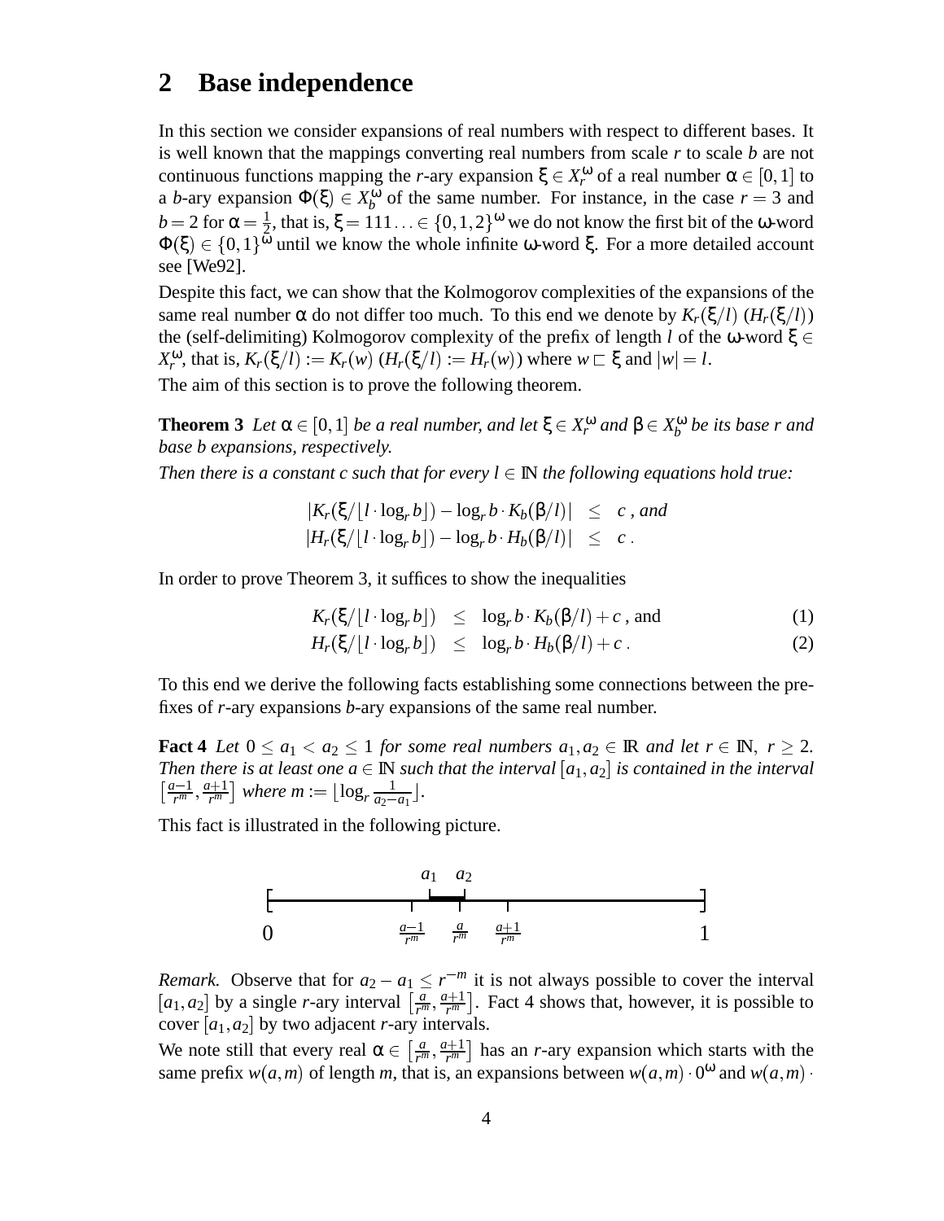## 2 Base independence

In this section we consider expansions of real numbers with respect to different bases. It is well known that the mappings converting real numbers from scale $r$ to scale $b$ are not continuous functions mapping the $r$-ary expansion $\xi \in X_r^\omega$ of a real number $\alpha \in [0,1]$ to a $b$-ary expansion $\Phi(\xi) \in X_b^\omega$ of the same number. For instance, in the case $r = 3$ and $b = 2$ for $\alpha = \frac{1}{2}$, that is, $\xi = 111\ldots \in \{0,1,2\}^\omega$ we do not know the first bit of the $\omega$-word $\Phi(\xi) \in \{0,1\}^\omega$ until we know the whole infinite $\omega$-word $\xi$. For a more detailed account see [We92].

Despite this fact, we can show that the Kolmogorov complexities of the expansions of the same real number $\alpha$ do not differ too much. To this end we denote by $K_r(\xi/l)$ ($H_r(\xi/l)$) the (self-delimiting) Kolmogorov complexity of the prefix of length $l$ of the $\omega$-word $\xi \in X_r^\omega$, that is, $K_r(\xi/l) := K_r(w)$ ($H_r(\xi/l) := H_r(w)$) where $w \sqsubset \xi$ and $|w| = l$.

The aim of this section is to prove the following theorem.

**Theorem 3** *Let $\alpha \in [0,1]$ be a real number, and let $\xi \in X_r^\omega$ and $\beta \in X_b^\omega$ be its base $r$ and base $b$ expansions, respectively.*
*Then there is a constant $c$ such that for every $l \in \mathbb{N}$ the following equations hold true:*

$$
\begin{aligned}
|K_r(\xi/\lfloor l \cdot \log_r b \rfloor) - \log_r b \cdot K_b(\beta/l)| &\leq c \text{ , and} \\
|H_r(\xi/\lfloor l \cdot \log_r b \rfloor) - \log_r b \cdot H_b(\beta/l)| &\leq c \text{ .}
\end{aligned}
$$

In order to prove Theorem 3, it suffices to show the inequalities

$$
K_r(\xi/\lfloor l \cdot \log_r b \rfloor) \leq \log_r b \cdot K_b(\beta/l) + c \text{ , and} \tag{1}
$$

$$
H_r(\xi/\lfloor l \cdot \log_r b \rfloor) \leq \log_r b \cdot H_b(\beta/l) + c \text{ .} \tag{2}
$$

To this end we derive the following facts establishing some connections between the prefixes of $r$-ary expansions $b$-ary expansions of the same real number.

**Fact 4** *Let $0 \leq a_1 < a_2 \leq 1$ for some real numbers $a_1, a_2 \in \mathbb{R}$ and let $r \in \mathbb{N}$, $r \geq 2$. Then there is at least one $a \in \mathbb{N}$ such that the interval $[a_1, a_2]$ is contained in the interval $\left[\frac{a-1}{r^m}, \frac{a+1}{r^m}\right]$ where $m := \lfloor \log_r \frac{1}{a_2 - a_1} \rfloor$.*

This fact is illustrated in the following picture.

*Remark.* Observe that for $a_2 - a_1 \leq r^{-m}$ it is not always possible to cover the interval $[a_1, a_2]$ by a single $r$-ary interval $\left[\frac{a}{r^m}, \frac{a+1}{r^m}\right]$. Fact 4 shows that, however, it is possible to cover $[a_1, a_2]$ by two adjacent $r$-ary intervals.

We note still that every real $\alpha \in \left[\frac{a}{r^m}, \frac{a+1}{r^m}\right]$ has an $r$-ary expansion which starts with the same prefix $w(a,m)$ of length $m$, that is, an expansions between $w(a,m) \cdot 0^\omega$ and $w(a,m) \cdot$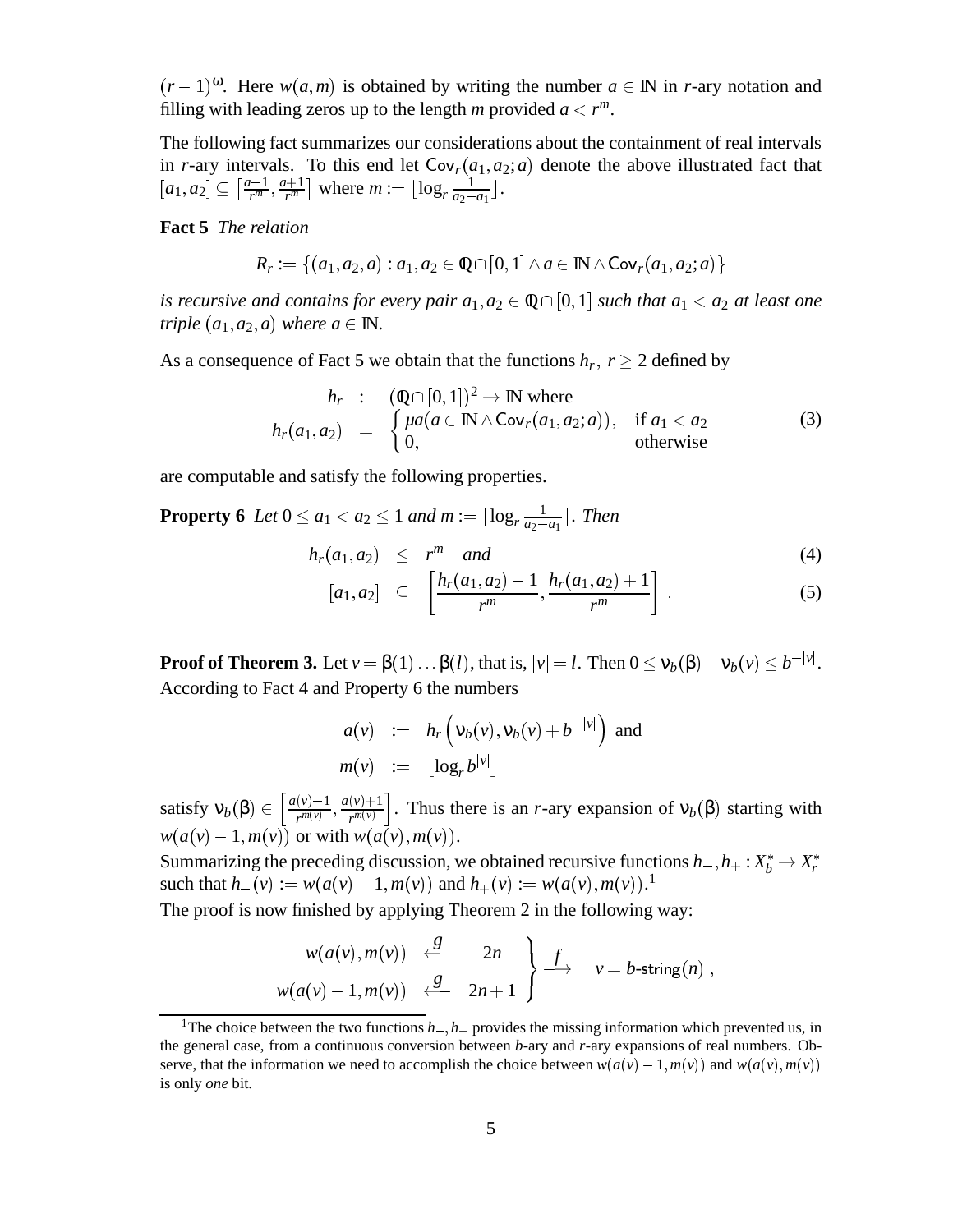$(r-1)^\omega$. Here $w(a,m)$ is obtained by writing the number $a \in \mathbb{N}$ in $r$-ary notation and filling with leading zeros up to the length $m$ provided $a < r^m$.

The following fact summarizes our considerations about the containment of real intervals in $r$-ary intervals. To this end let $\mathsf{Cov}_r(a_1, a_2; a)$ denote the above illustrated fact that $[a_1, a_2] \subseteq \left[\frac{a-1}{r^m}, \frac{a+1}{r^m}\right]$ where $m := \lfloor \log_r \frac{1}{a_2 - a_1} \rfloor$.

**Fact 5** *The relation*

$$R_r := \{(a_1, a_2, a) : a_1, a_2 \in \mathbb{Q} \cap [0,1] \wedge a \in \mathbb{N} \wedge \mathsf{Cov}_r(a_1, a_2; a)\}$$

*is recursive and contains for every pair $a_1, a_2 \in \mathbb{Q} \cap [0,1]$ such that $a_1 < a_2$ at least one triple $(a_1, a_2, a)$ where $a \in \mathbb{N}$.*

As a consequence of Fact 5 we obtain that the functions $h_r$, $r \geq 2$ defined by

$$\begin{aligned} h_r &: \quad (\mathbb{Q} \cap [0,1])^2 \to \mathbb{N} \text{ where} \\ h_r(a_1, a_2) &= \begin{cases} \mu a(a \in \mathbb{N} \wedge \mathsf{Cov}_r(a_1, a_2; a)), & \text{if } a_1 < a_2 \\ 0, & \text{otherwise} \end{cases} \end{aligned} \tag{3}$$

are computable and satisfy the following properties.

**Property 6** *Let $0 \leq a_1 < a_2 \leq 1$ and $m := \lfloor \log_r \frac{1}{a_2 - a_1} \rfloor$. Then*

$$h_r(a_1, a_2) \leq r^m \quad \text{and} \tag{4}$$

$$[a_1, a_2] \subseteq \left[\frac{h_r(a_1, a_2) - 1}{r^m}, \frac{h_r(a_1, a_2) + 1}{r^m}\right]. \tag{5}$$

**Proof of Theorem 3.** Let $v = \beta(1) \ldots \beta(l)$, that is, $|v| = l$. Then $0 \leq \nu_b(\beta) - \nu_b(v) \leq b^{-|v|}$. According to Fact 4 and Property 6 the numbers

$$\begin{aligned} a(v) &:= h_r\left(\nu_b(v), \nu_b(v) + b^{-|v|}\right) \text{ and} \\ m(v) &:= \lfloor \log_r b^{|v|} \rfloor \end{aligned}$$

satisfy $\nu_b(\beta) \in \left[\frac{a(v)-1}{r^{m(v)}}, \frac{a(v)+1}{r^{m(v)}}\right]$. Thus there is an $r$-ary expansion of $\nu_b(\beta)$ starting with $w(a(v)-1, m(v))$ or with $w(a(v), m(v))$.

Summarizing the preceding discussion, we obtained recursive functions $h_-, h_+ : X_b^* \to X_r^*$ such that $h_-(v) := w(a(v)-1, m(v))$ and $h_+(v) := w(a(v), m(v))$.[1]

The proof is now finished by applying Theorem 2 in the following way:

$$\left.\begin{array}{rcl} w(a(v), m(v)) & \overset{g}{\longleftarrow} & 2n \\ w(a(v)-1, m(v)) & \overset{g}{\longleftarrow} & 2n+1 \end{array}\right\} \overset{f}{\longrightarrow} \quad v = b\text{-}\mathsf{string}(n),$$

[1] The choice between the two functions $h_-, h_+$ provides the missing information which prevented us, in the general case, from a continuous conversion between $b$-ary and $r$-ary expansions of real numbers. Observe, that the information we need to accomplish the choice between $w(a(v)-1, m(v))$ and $w(a(v), m(v))$ is only *one* bit.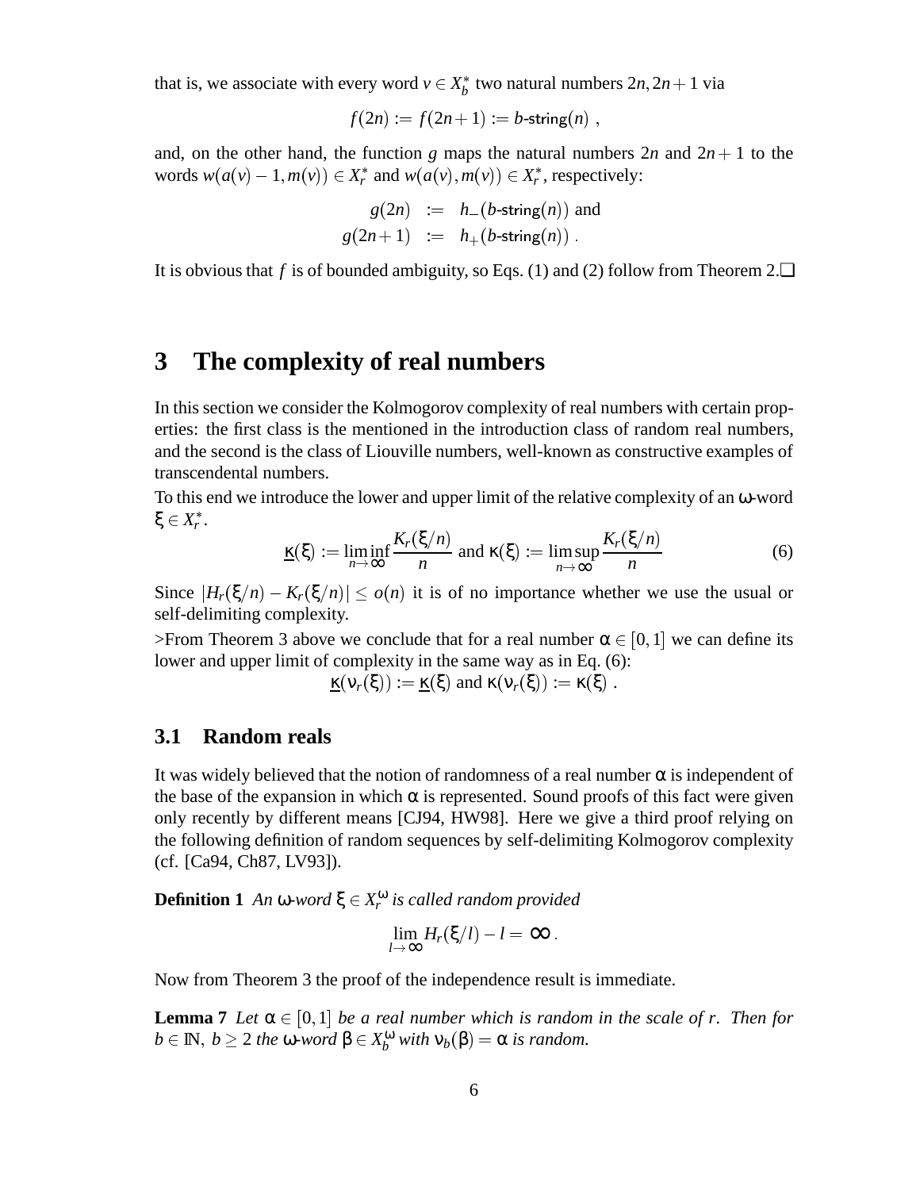that is, we associate with every word $v \in X_b^*$ two natural numbers $2n, 2n+1$ via

$$f(2n) := f(2n+1) := b\text{-string}(n) ,$$

and, on the other hand, the function $g$ maps the natural numbers $2n$ and $2n+1$ to the words $w(a(v)-1, m(v)) \in X_r^*$ and $w(a(v), m(v)) \in X_r^*$, respectively:

$$\begin{aligned} g(2n) &:= h_-(b\text{-string}(n)) \text{ and} \\ g(2n+1) &:= h_+(b\text{-string}(n)) . \end{aligned}$$

It is obvious that $f$ is of bounded ambiguity, so Eqs. (1) and (2) follow from Theorem 2.❑

# 3 The complexity of real numbers

In this section we consider the Kolmogorov complexity of real numbers with certain properties: the first class is the mentioned in the introduction class of random real numbers, and the second is the class of Liouville numbers, well-known as constructive examples of transcendental numbers.

To this end we introduce the lower and upper limit of the relative complexity of an ω-word $\xi \in X_r^*$.

$$\underline{\kappa}(\xi) := \liminf_{n\to\infty} \frac{K_r(\xi/n)}{n} \text{ and } \kappa(\xi) := \limsup_{n\to\infty} \frac{K_r(\xi/n)}{n} \tag{6}$$

Since $|H_r(\xi/n) - K_r(\xi/n)| \leq o(n)$ it is of no importance whether we use the usual or self-delimiting complexity.

>From Theorem 3 above we conclude that for a real number $\alpha \in [0,1]$ we can define its lower and upper limit of complexity in the same way as in Eq. (6):

$$\underline{\kappa}(\nu_r(\xi)) := \underline{\kappa}(\xi) \text{ and } \kappa(\nu_r(\xi)) := \kappa(\xi) .$$

## 3.1 Random reals

It was widely believed that the notion of randomness of a real number $\alpha$ is independent of the base of the expansion in which $\alpha$ is represented. Sound proofs of this fact were given only recently by different means [CJ94, HW98]. Here we give a third proof relying on the following definition of random sequences by self-delimiting Kolmogorov complexity (cf. [Ca94, Ch87, LV93]).

**Definition 1** *An ω-word $\xi \in X_r^\omega$ is called random provided*

$$\lim_{l\to\infty} H_r(\xi/l) - l = \infty .$$

Now from Theorem 3 the proof of the independence result is immediate.

**Lemma 7** *Let $\alpha \in [0,1]$ be a real number which is random in the scale of $r$. Then for $b \in \mathbb{N}$, $b \geq 2$ the ω-word $\beta \in X_b^\omega$ with $\nu_b(\beta) = \alpha$ is random.*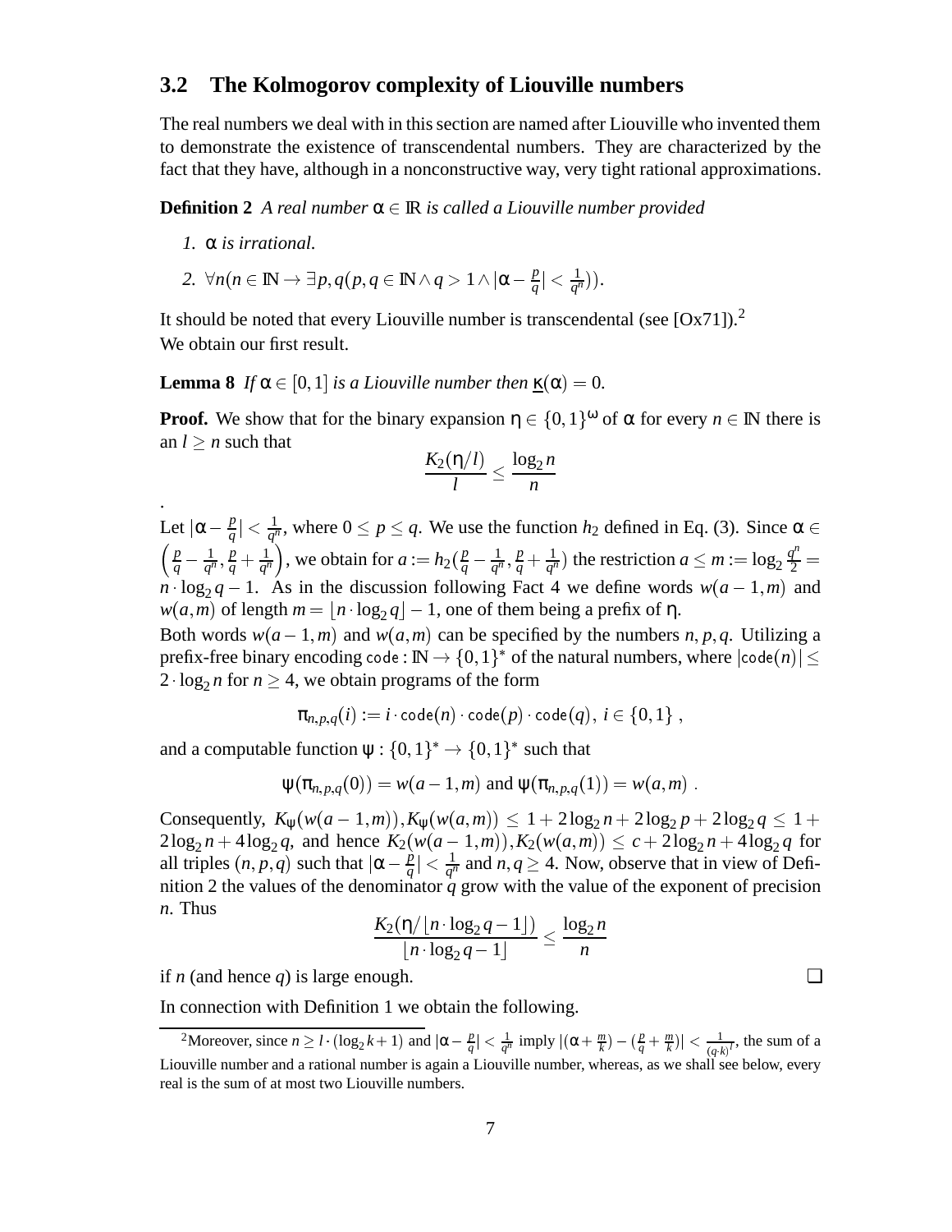### 3.2 The Kolmogorov complexity of Liouville numbers

The real numbers we deal with in this section are named after Liouville who invented them to demonstrate the existence of transcendental numbers. They are characterized by the fact that they have, although in a nonconstructive way, very tight rational approximations.

**Definition 2** *A real number $\alpha \in \mathbb{R}$ is called a Liouville number provided*

1. *$\alpha$ is irrational.*
2. *$\forall n(n \in \mathbb{N} \rightarrow \exists p, q(p, q \in \mathbb{N} \wedge q > 1 \wedge |\alpha - \frac{p}{q}| < \frac{1}{q^n}))$.*

It should be noted that every Liouville number is transcendental (see [Ox71]).[2]
We obtain our first result.

**Lemma 8** *If $\alpha \in [0,1]$ is a Liouville number then $\underline{\kappa}(\alpha) = 0$.*

**Proof.** We show that for the binary expansion $\eta \in \{0,1\}^\omega$ of $\alpha$ for every $n \in \mathbb{N}$ there is an $l \geq n$ such that

$$\frac{K_2(\eta/l)}{l} \leq \frac{\log_2 n}{n}$$

.
Let $|\alpha - \frac{p}{q}| < \frac{1}{q^n}$, where $0 \leq p \leq q$. We use the function $h_2$ defined in Eq. (3). Since $\alpha \in \left(\frac{p}{q} - \frac{1}{q^n}, \frac{p}{q} + \frac{1}{q^n}\right)$, we obtain for $a := h_2(\frac{p}{q} - \frac{1}{q^n}, \frac{p}{q} + \frac{1}{q^n})$ the restriction $a \leq m := \log_2 \frac{q^n}{2} = n \cdot \log_2 q - 1$. As in the discussion following Fact 4 we define words $w(a-1,m)$ and $w(a,m)$ of length $m = \lfloor n \cdot \log_2 q \rfloor - 1$, one of them being a prefix of $\eta$.
Both words $w(a-1,m)$ and $w(a,m)$ can be specified by the numbers $n, p, q$. Utilizing a prefix-free binary encoding $\mathsf{code} : \mathbb{N} \rightarrow \{0,1\}^*$ of the natural numbers, where $|\mathsf{code}(n)| \leq 2 \cdot \log_2 n$ for $n \geq 4$, we obtain programs of the form

$$\pi_{n,p,q}(i) := i \cdot \mathsf{code}(n) \cdot \mathsf{code}(p) \cdot \mathsf{code}(q),\ i \in \{0,1\}\ ,$$

and a computable function $\psi : \{0,1\}^* \rightarrow \{0,1\}^*$ such that

$$\psi(\pi_{n,p,q}(0)) = w(a-1,m) \text{ and } \psi(\pi_{n,p,q}(1)) = w(a,m)\ .$$

Consequently, $K_\psi(w(a-1,m)), K_\psi(w(a,m)) \leq 1 + 2\log_2 n + 2\log_2 p + 2\log_2 q \leq 1 + 2\log_2 n + 4\log_2 q$, and hence $K_2(w(a-1,m)), K_2(w(a,m)) \leq c + 2\log_2 n + 4\log_2 q$ for all triples $(n,p,q)$ such that $|\alpha - \frac{p}{q}| < \frac{1}{q^n}$ and $n, q \geq 4$. Now, observe that in view of Definition 2 the values of the denominator $q$ grow with the value of the exponent of precision $n$. Thus

$$\frac{K_2(\eta/\lfloor n \cdot \log_2 q - 1 \rfloor)}{\lfloor n \cdot \log_2 q - 1 \rfloor} \leq \frac{\log_2 n}{n}$$

if $n$ (and hence $q$) is large enough. ❑

In connection with Definition 1 we obtain the following.

[2] Moreover, since $n \geq l \cdot (\log_2 k + 1)$ and $|\alpha - \frac{p}{q}| < \frac{1}{q^n}$ imply $|(\alpha + \frac{m}{k}) - (\frac{p}{q} + \frac{m}{k})| < \frac{1}{(q \cdot k)^l}$, the sum of a Liouville number and a rational number is again a Liouville number, whereas, as we shall see below, every real is the sum of at most two Liouville numbers.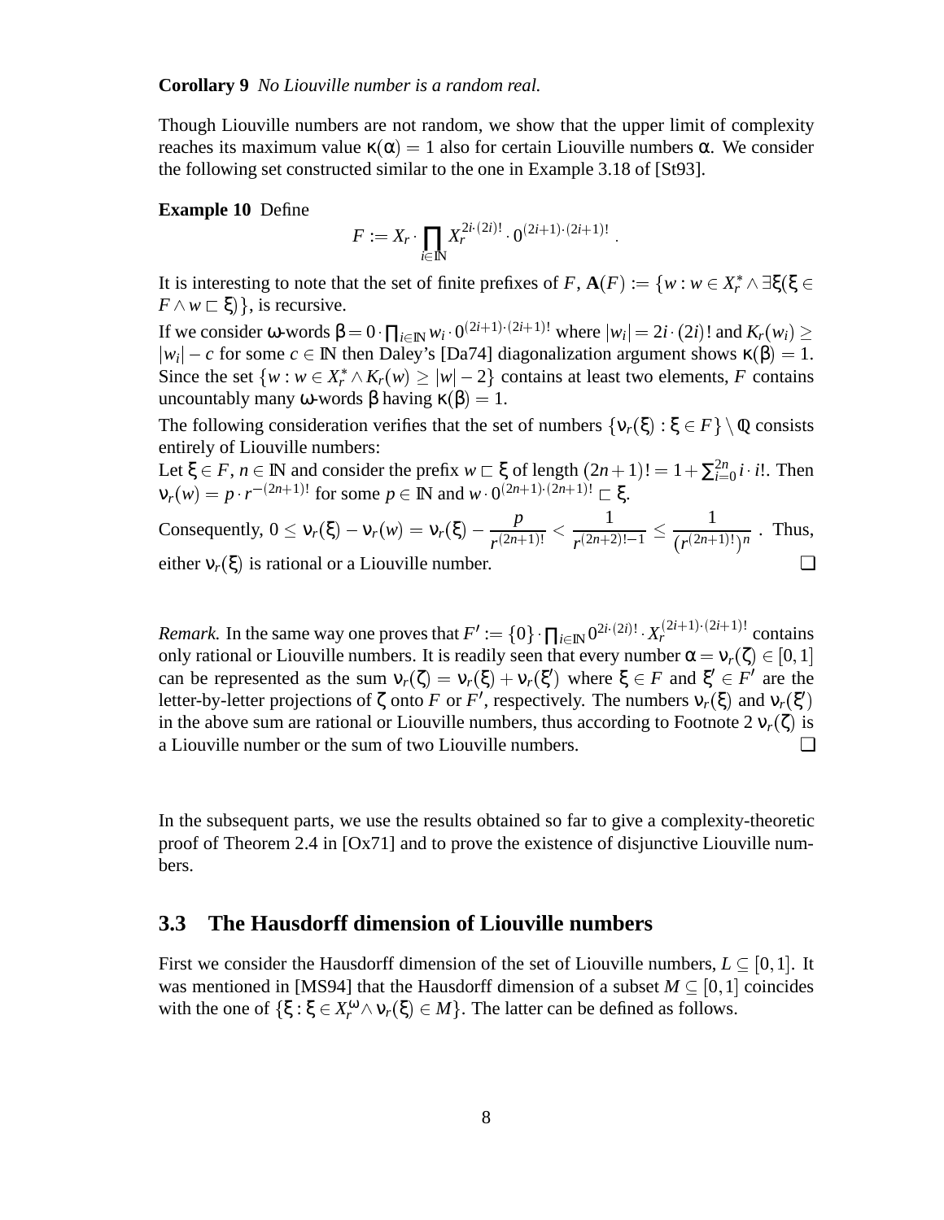**Corollary 9** *No Liouville number is a random real.*

Though Liouville numbers are not random, we show that the upper limit of complexity reaches its maximum value $\kappa(\alpha) = 1$ also for certain Liouville numbers $\alpha$. We consider the following set constructed similar to the one in Example 3.18 of [St93].

**Example 10** Define

$$F := X_r \cdot \prod_{i \in \mathbb{N}} X_r^{2i \cdot (2i)!} \cdot 0^{(2i+1) \cdot (2i+1)!} .$$

It is interesting to note that the set of finite prefixes of $F$, $\mathbf{A}(F) := \{w : w \in X_r^* \wedge \exists \xi(\xi \in F \wedge w \sqsubset \xi)\}$, is recursive.

If we consider $\omega$-words $\beta = 0 \cdot \prod_{i \in \mathbb{N}} w_i \cdot 0^{(2i+1) \cdot (2i+1)!}$ where $|w_i| = 2i \cdot (2i)!$ and $K_r(w_i) \geq |w_i| - c$ for some $c \in \mathbb{N}$ then Daley's [Da74] diagonalization argument shows $\kappa(\beta) = 1$. Since the set $\{w : w \in X_r^* \wedge K_r(w) \geq |w| - 2\}$ contains at least two elements, $F$ contains uncountably many $\omega$-words $\beta$ having $\kappa(\beta) = 1$.

The following consideration verifies that the set of numbers $\{\nu_r(\xi) : \xi \in F\} \setminus \mathbb{Q}$ consists entirely of Liouville numbers:

Let $\xi \in F$, $n \in \mathbb{N}$ and consider the prefix $w \sqsubset \xi$ of length $(2n+1)! = 1 + \sum_{i=0}^{2n} i \cdot i!$. Then $\nu_r(w) = p \cdot r^{-(2n+1)!}$ for some $p \in \mathbb{N}$ and $w \cdot 0^{(2n+1) \cdot (2n+1)!} \sqsubset \xi$.

Consequently, $0 \leq \nu_r(\xi) - \nu_r(w) = \nu_r(\xi) - \dfrac{p}{r^{(2n+1)!}} < \dfrac{1}{r^{(2n+2)!-1}} \leq \dfrac{1}{\left(r^{(2n+1)!}\right)^n}$ . Thus, either $\nu_r(\xi)$ is rational or a Liouville number. ❑

*Remark.* In the same way one proves that $F' := \{0\} \cdot \prod_{i \in \mathbb{N}} 0^{2i \cdot (2i)!} \cdot X_r^{(2i+1) \cdot (2i+1)!}$ contains only rational or Liouville numbers. It is readily seen that every number $\alpha = \nu_r(\zeta) \in [0,1]$ can be represented as the sum $\nu_r(\zeta) = \nu_r(\xi) + \nu_r(\xi')$ where $\xi \in F$ and $\xi' \in F'$ are the letter-by-letter projections of $\zeta$ onto $F$ or $F'$, respectively. The numbers $\nu_r(\xi)$ and $\nu_r(\xi')$ in the above sum are rational or Liouville numbers, thus according to Footnote 2 $\nu_r(\zeta)$ is a Liouville number or the sum of two Liouville numbers. ❑

In the subsequent parts, we use the results obtained so far to give a complexity-theoretic proof of Theorem 2.4 in [Ox71] and to prove the existence of disjunctive Liouville numbers.

### 3.3 The Hausdorff dimension of Liouville numbers

First we consider the Hausdorff dimension of the set of Liouville numbers, $L \subseteq [0,1]$. It was mentioned in [MS94] that the Hausdorff dimension of a subset $M \subseteq [0,1]$ coincides with the one of $\{\xi : \xi \in X_r^\omega \wedge \nu_r(\xi) \in M\}$. The latter can be defined as follows.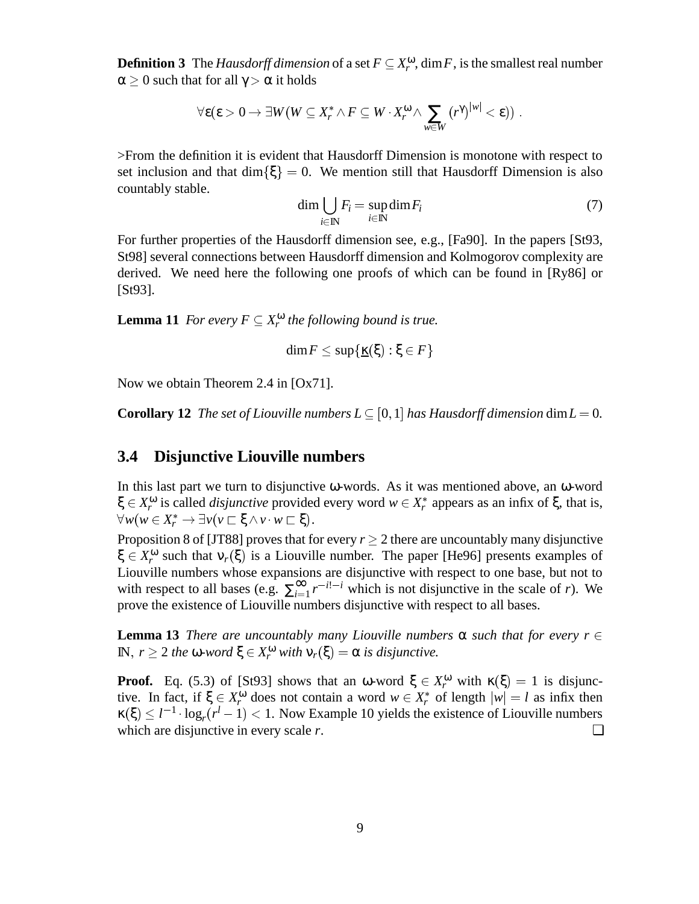**Definition 3** The *Hausdorff dimension* of a set $F \subseteq X_r^\omega$, $\dim F$, is the smallest real number $\alpha \geq 0$ such that for all $\gamma > \alpha$ it holds

$$\forall \varepsilon(\varepsilon > 0 \rightarrow \exists W(W \subseteq X_r^* \wedge F \subseteq W \cdot X_r^\omega \wedge \sum_{w \in W} (r^\gamma)^{|w|} < \varepsilon)) \ .$$

>From the definition it is evident that Hausdorff Dimension is monotone with respect to set inclusion and that $\dim\{\xi\} = 0$. We mention still that Hausdorff Dimension is also countably stable.

$$\dim \bigcup_{i \in \mathbb{N}} F_i = \sup_{i \in \mathbb{N}} \dim F_i \tag{7}$$

For further properties of the Hausdorff dimension see, e.g., [Fa90]. In the papers [St93, St98] several connections between Hausdorff dimension and Kolmogorov complexity are derived. We need here the following one proofs of which can be found in [Ry86] or [St93].

**Lemma 11** *For every $F \subseteq X_r^\omega$ the following bound is true.*

$$\dim F \leq \sup\{\underline{\kappa}(\xi) : \xi \in F\}$$

Now we obtain Theorem 2.4 in [Ox71].

**Corollary 12** *The set of Liouville numbers $L \subseteq [0,1]$ has Hausdorff dimension $\dim L = 0$.*

## 3.4 Disjunctive Liouville numbers

In this last part we turn to disjunctive $\omega$-words. As it was mentioned above, an $\omega$-word $\xi \in X_r^\omega$ is called *disjunctive* provided every word $w \in X_r^*$ appears as an infix of $\xi$, that is, $\forall w(w \in X_r^* \rightarrow \exists v(v \sqsubset \xi \wedge v \cdot w \sqsubset \xi)$.

Proposition 8 of [JT88] proves that for every $r \geq 2$ there are uncountably many disjunctive $\xi \in X_r^\omega$ such that $\nu_r(\xi)$ is a Liouville number. The paper [He96] presents examples of Liouville numbers whose expansions are disjunctive with respect to one base, but not to with respect to all bases (e.g. $\sum_{i=1}^\infty r^{-i!-i}$ which is not disjunctive in the scale of $r$). We prove the existence of Liouville numbers disjunctive with respect to all bases.

**Lemma 13** *There are uncountably many Liouville numbers $\alpha$ such that for every $r \in \mathbb{N}$, $r \geq 2$ the $\omega$-word $\xi \in X_r^\omega$ with $\nu_r(\xi) = \alpha$ is disjunctive.*

**Proof.** Eq. (5.3) of [St93] shows that an $\omega$-word $\xi \in X_r^\omega$ with $\kappa(\xi) = 1$ is disjunctive. In fact, if $\xi \in X_r^\omega$ does not contain a word $w \in X_r^*$ of length $|w| = l$ as infix then $\kappa(\xi) \leq l^{-1} \cdot \log_r(r^l - 1) < 1$. Now Example 10 yields the existence of Liouville numbers which are disjunctive in every scale $r$. ❑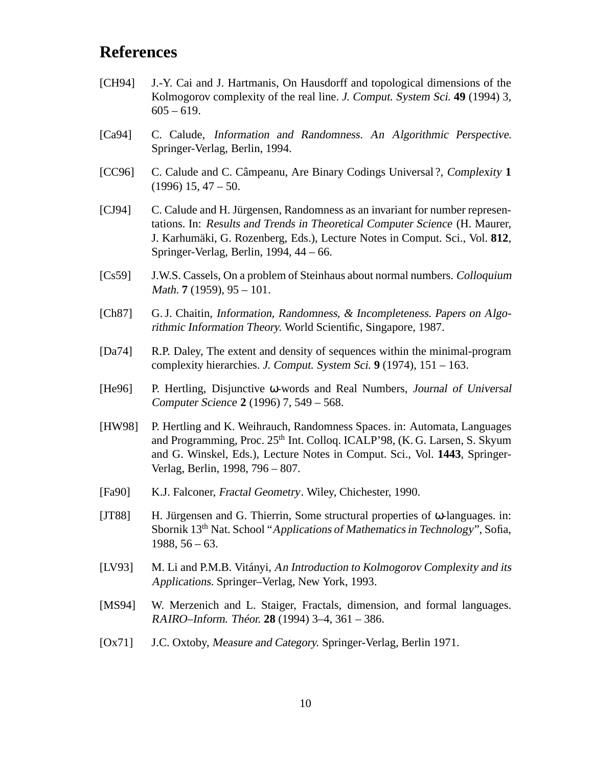# References

[CH94] J.-Y. Cai and J. Hartmanis, On Hausdorff and topological dimensions of the Kolmogorov complexity of the real line. *J. Comput. System Sci.* **49** (1994) 3, 605 – 619.

[Ca94] C. Calude, *Information and Randomness. An Algorithmic Perspective.* Springer-Verlag, Berlin, 1994.

[CC96] C. Calude and C. Câmpeanu, Are Binary Codings Universal ?, *Complexity* **1** (1996) 15, 47 – 50.

[CJ94] C. Calude and H. Jürgensen, Randomness as an invariant for number representations. In: *Results and Trends in Theoretical Computer Science* (H. Maurer, J. Karhumäki, G. Rozenberg, Eds.), Lecture Notes in Comput. Sci., Vol. **812**, Springer-Verlag, Berlin, 1994, 44 – 66.

[Cs59] J.W.S. Cassels, On a problem of Steinhaus about normal numbers. *Colloquium Math.* **7** (1959), 95 – 101.

[Ch87] G. J. Chaitin, *Information, Randomness, & Incompleteness. Papers on Algorithmic Information Theory.* World Scientific, Singapore, 1987.

[Da74] R.P. Daley, The extent and density of sequences within the minimal-program complexity hierarchies. *J. Comput. System Sci.* **9** (1974), 151 – 163.

[He96] P. Hertling, Disjunctive $\omega$-words and Real Numbers, *Journal of Universal Computer Science* **2** (1996) 7, 549 – 568.

[HW98] P. Hertling and K. Weihrauch, Randomness Spaces. in: Automata, Languages and Programming, Proc. 25th Int. Colloq. ICALP'98, (K. G. Larsen, S. Skyum and G. Winskel, Eds.), Lecture Notes in Comput. Sci., Vol. **1443**, Springer-Verlag, Berlin, 1998, 796 – 807.

[Fa90] K.J. Falconer, *Fractal Geometry*. Wiley, Chichester, 1990.

[JT88] H. Jürgensen and G. Thierrin, Some structural properties of $\omega$-languages. in: Sbornik 13th Nat. School "*Applications of Mathematics in Technology*", Sofia, 1988, 56 – 63.

[LV93] M. Li and P.M.B. Vitányi, *An Introduction to Kolmogorov Complexity and its Applications.* Springer–Verlag, New York, 1993.

[MS94] W. Merzenich and L. Staiger, Fractals, dimension, and formal languages. *RAIRO–Inform. Théor.* **28** (1994) 3–4, 361 – 386.

[Ox71] J.C. Oxtoby, *Measure and Category.* Springer-Verlag, Berlin 1971.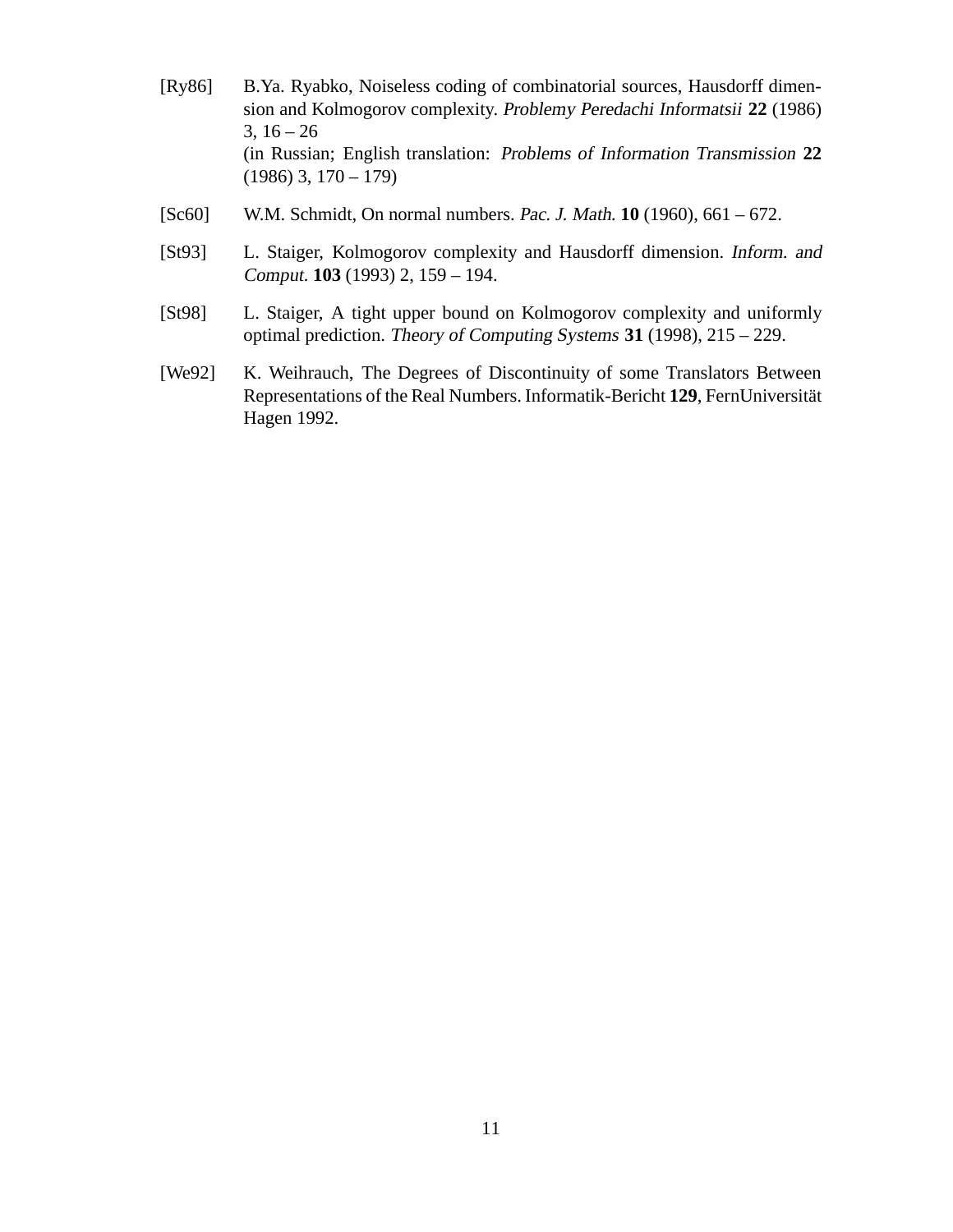[Ry86] B.Ya. Ryabko, Noiseless coding of combinatorial sources, Hausdorff dimension and Kolmogorov complexity. *Problemy Peredachi Informatsii* **22** (1986) 3, 16 – 26
(in Russian; English translation: *Problems of Information Transmission* **22** (1986) 3, 170 – 179)

[Sc60] W.M. Schmidt, On normal numbers. *Pac. J. Math.* **10** (1960), 661 – 672.

[St93] L. Staiger, Kolmogorov complexity and Hausdorff dimension. *Inform. and Comput.* **103** (1993) 2, 159 – 194.

[St98] L. Staiger, A tight upper bound on Kolmogorov complexity and uniformly optimal prediction. *Theory of Computing Systems* **31** (1998), 215 – 229.

[We92] K. Weihrauch, The Degrees of Discontinuity of some Translators Between Representations of the Real Numbers. Informatik-Bericht **129**, FernUniversität Hagen 1992.